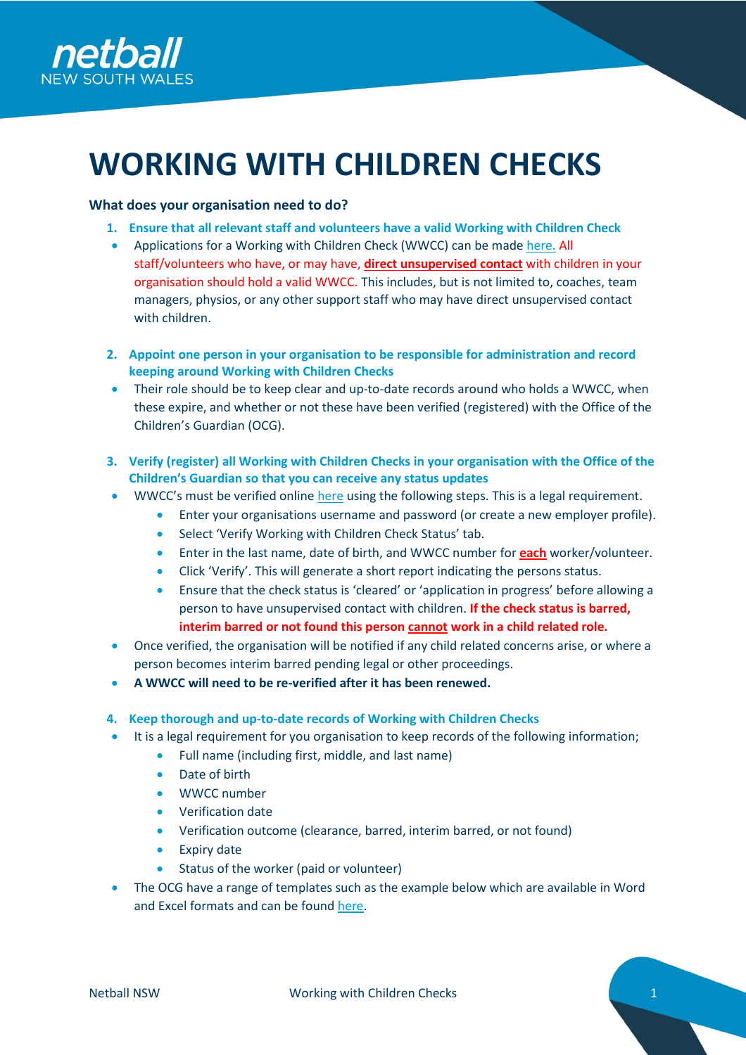# WORKING WITH CHILDREN CHECKS

**What does your organisation need to do?**

1. **Ensure that all relevant staff and volunteers have a valid Working with Children Check**
   - Applications for a Working with Children Check (WWCC) can be made here. All staff/volunteers who have, or may have, **direct unsupervised contact** with children in your organisation should hold a valid WWCC. This includes, but is not limited to, coaches, team managers, physios, or any other support staff who may have direct unsupervised contact with children.

2. **Appoint one person in your organisation to be responsible for administration and record keeping around Working with Children Checks**
   - Their role should be to keep clear and up-to-date records around who holds a WWCC, when these expire, and whether or not these have been verified (registered) with the Office of the Children's Guardian (OCG).

3. **Verify (register) all Working with Children Checks in your organisation with the Office of the Children's Guardian so that you can receive any status updates**
   - WWCC's must be verified online here using the following steps. This is a legal requirement.
     - Enter your organisations username and password (or create a new employer profile).
     - Select 'Verify Working with Children Check Status' tab.
     - Enter in the last name, date of birth, and WWCC number for **each** worker/volunteer.
     - Click 'Verify'. This will generate a short report indicating the persons status.
     - Ensure that the check status is 'cleared' or 'application in progress' before allowing a person to have unsupervised contact with children. **If the check status is barred, interim barred or not found this person cannot work in a child related role.**
   - Once verified, the organisation will be notified if any child related concerns arise, or where a person becomes interim barred pending legal or other proceedings.
   - **A WWCC will need to be re-verified after it has been renewed.**

4. **Keep thorough and up-to-date records of Working with Children Checks**
   - It is a legal requirement for you organisation to keep records of the following information;
     - Full name (including first, middle, and last name)
     - Date of birth
     - WWCC number
     - Verification date
     - Verification outcome (clearance, barred, interim barred, or not found)
     - Expiry date
     - Status of the worker (paid or volunteer)
   - The OCG have a range of templates such as the example below which are available in Word and Excel formats and can be found here.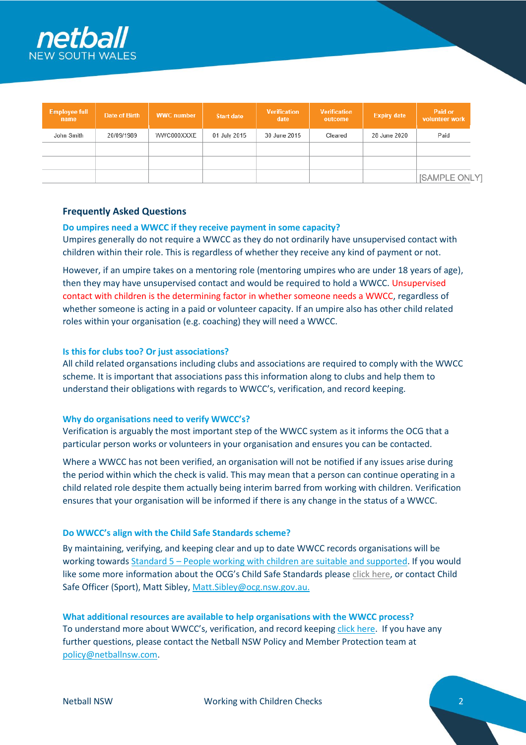| Employee full name | Date of Birth | WWC number | Start date | Verification date | Verification outcome | Expiry date | Paid or volunteer work |
|---|---|---|---|---|---|---|---|
| John Smith | 20/09/1989 | WWC000XXXE | 01 July 2015 | 30 June 2015 | Cleared | 28 June 2020 | Paid |
| | | | | | | | |
| | | | | | | | |
| | | | | | | | |

[SAMPLE ONLY]

## Frequently Asked Questions

### Do umpires need a WWCC if they receive payment in some capacity?

Umpires generally do not require a WWCC as they do not ordinarily have unsupervised contact with children within their role. This is regardless of whether they receive any kind of payment or not.

However, if an umpire takes on a mentoring role (mentoring umpires who are under 18 years of age), then they may have unsupervised contact and would be required to hold a WWCC. Unsupervised contact with children is the determining factor in whether someone needs a WWCC, regardless of whether someone is acting in a paid or volunteer capacity. If an umpire also has other child related roles within your organisation (e.g. coaching) they will need a WWCC.

### Is this for clubs too? Or just associations?

All child related organsations including clubs and associations are required to comply with the WWCC scheme. It is important that associations pass this information along to clubs and help them to understand their obligations with regards to WWCC's, verification, and record keeping.

### Why do organisations need to verify WWCC's?

Verification is arguably the most important step of the WWCC system as it informs the OCG that a particular person works or volunteers in your organisation and ensures you can be contacted.

Where a WWCC has not been verified, an organisation will not be notified if any issues arise during the period within which the check is valid. This may mean that a person can continue operating in a child related role despite them actually being interim barred from working with children. Verification ensures that your organisation will be informed if there is any change in the status of a WWCC.

### Do WWCC's align with the Child Safe Standards scheme?

By maintaining, verifying, and keeping clear and up to date WWCC records organisations will be working towards Standard 5 – People working with children are suitable and supported. If you would like some more information about the OCG's Child Safe Standards please click here, or contact Child Safe Officer (Sport), Matt Sibley, Matt.Sibley@ocg.nsw.gov.au.

### What additional resources are available to help organisations with the WWCC process?

To understand more about WWCC's, verification, and record keeping click here. If you have any further questions, please contact the Netball NSW Policy and Member Protection team at policy@netballnsw.com.